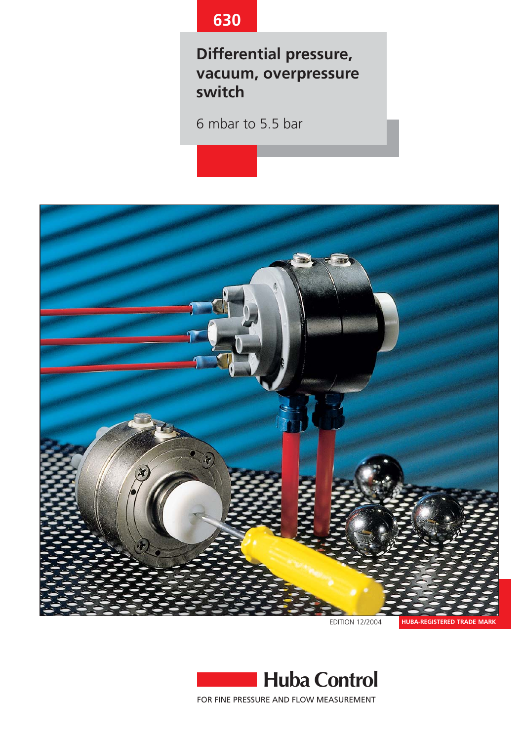630

# Differential pressure, vacuum, overpressure switch

6 mbar to 5.5 bar

EDITION 12/2004

HUBA-REGISTERED TRADE MARK

**Huba Control**

FOR FINE PRESSURE AND FLOW MEASUREMENT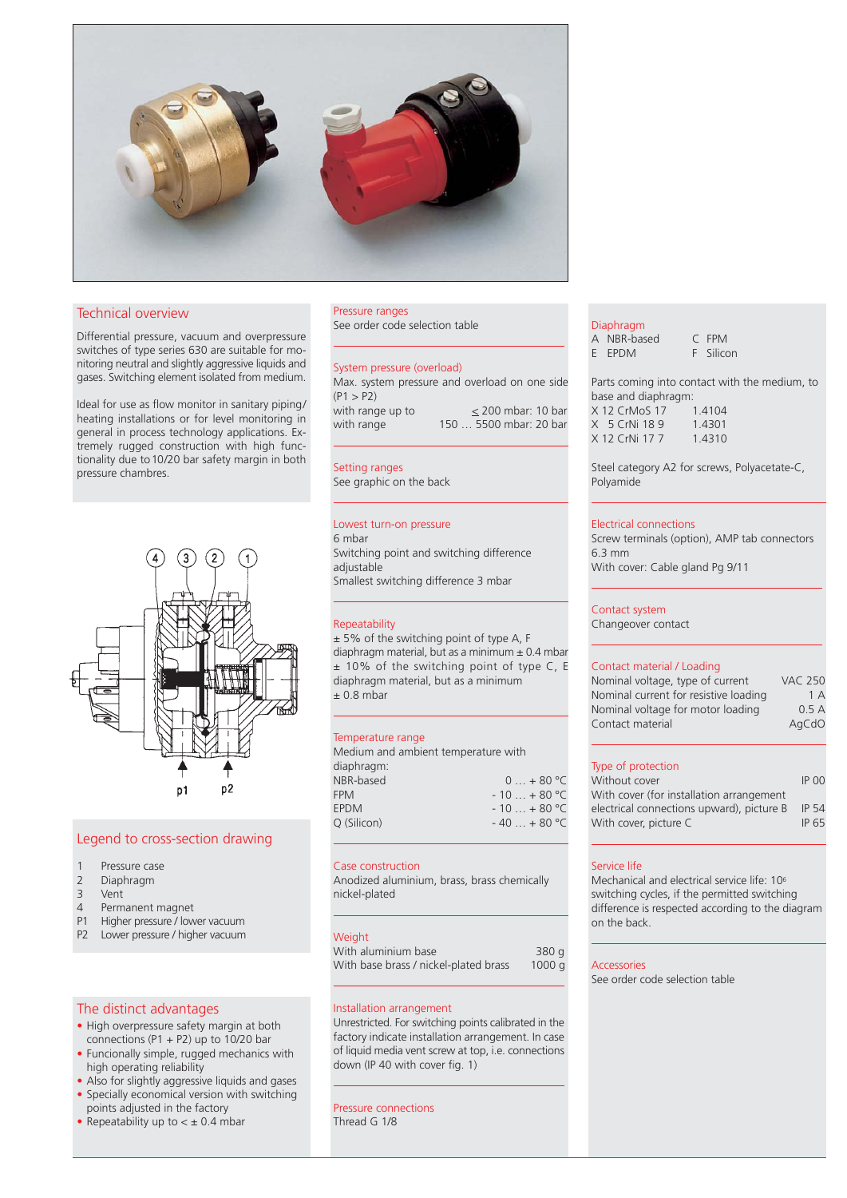## Technical overview

Differential pressure, vacuum and overpressure switches of type series 630 are suitable for monitoring neutral and slightly aggressive liquids and gases. Switching element isolated from medium.

Ideal for use as flow monitor in sanitary piping/ heating installations or for level monitoring in general in process technology applications. Extremely rugged construction with high functionality due to 10/20 bar safety margin in both pressure chambers.

## Legend to cross-section drawing

| | |
|---|---|
| 1 | Pressure case |
| 2 | Diaphragm |
| 3 | Vent |
| 4 | Permanent magnet |
| P1 | Higher pressure / lower vacuum |
| P2 | Lower pressure / higher vacuum |

## The distinct advantages

- High overpressure safety margin at both connections (P1 + P2) up to 10/20 bar
- Funcionally simple, rugged mechanics with high operating reliability
- Also for slightly aggressive liquids and gases
- Specially economical version with switching points adjusted in the factory
- Repeatability up to < ± 0.4 mbar

### Pressure ranges

See order code selection table

### System pressure (overload)

Max. system pressure and overload on one side (P1 > P2)

| | |
|---|---|
| with range up to | ≤ 200 mbar: 10 bar |
| with range | 150 … 5500 mbar: 20 bar |

### Setting ranges

See graphic on the back

### Lowest turn-on pressure

6 mbar
Switching point and switching difference adjustable
Smallest switching difference 3 mbar

### Repeatability

± 5% of the switching point of type A, F diaphragm material, but as a minimum ± 0.4 mbar
± 10% of the switching point of type C, E diaphragm material, but as a minimum ± 0.8 mbar

### Temperature range

Medium and ambient temperature with diaphragm:

| | |
|---|---|
| NBR-based | 0 … + 80 °C |
| FPM | - 10 … + 80 °C |
| EPDM | - 10 … + 80 °C |
| Q (Silicon) | - 40 … + 80 °C |

### Case construction

Anodized aluminium, brass, brass chemically nickel-plated

### Weight

| | |
|---|---|
| With aluminium base | 380 g |
| With base brass / nickel-plated brass | 1000 g |

### Installation arrangement

Unrestricted. For switching points calibrated in the factory indicate installation arrangement. In case of liquid media vent screw at top, i.e. connections down (IP 40 with cover fig. 1)

### Pressure connections

Thread G 1/8

### Diaphragm

| | |
|---|---|
| A NBR-based | C FPM |
| E EPDM | F Silicon |

Parts coming into contact with the medium, to base and diaphragm:

| | |
|---|---|
| X 12 CrMoS 17 | 1.4104 |
| X 5 CrNi 18 9 | 1.4301 |
| X 12 CrNi 17 7 | 1.4310 |

Steel category A2 for screws, Polyacetate-C, Polyamide

### Electrical connections

Screw terminals (option), AMP tab connectors 6.3 mm
With cover: Cable gland Pg 9/11

### Contact system

Changeover contact

### Contact material / Loading

| | |
|---|---|
| Nominal voltage, type of current | VAC 250 |
| Nominal current for resistive loading | 1 A |
| Nominal voltage for motor loading | 0.5 A |
| Contact material | AgCdO |

### Type of protection

| | |
|---|---|
| Without cover | IP 00 |
| With cover (for installation arrangement electrical connections upward), picture B | IP 54 |
| With cover, picture C | IP 65 |

### Service life

Mechanical and electrical service life: $10^6$ switching cycles, if the permitted switching difference is respected according to the diagram on the back.

### Accessories

See order code selection table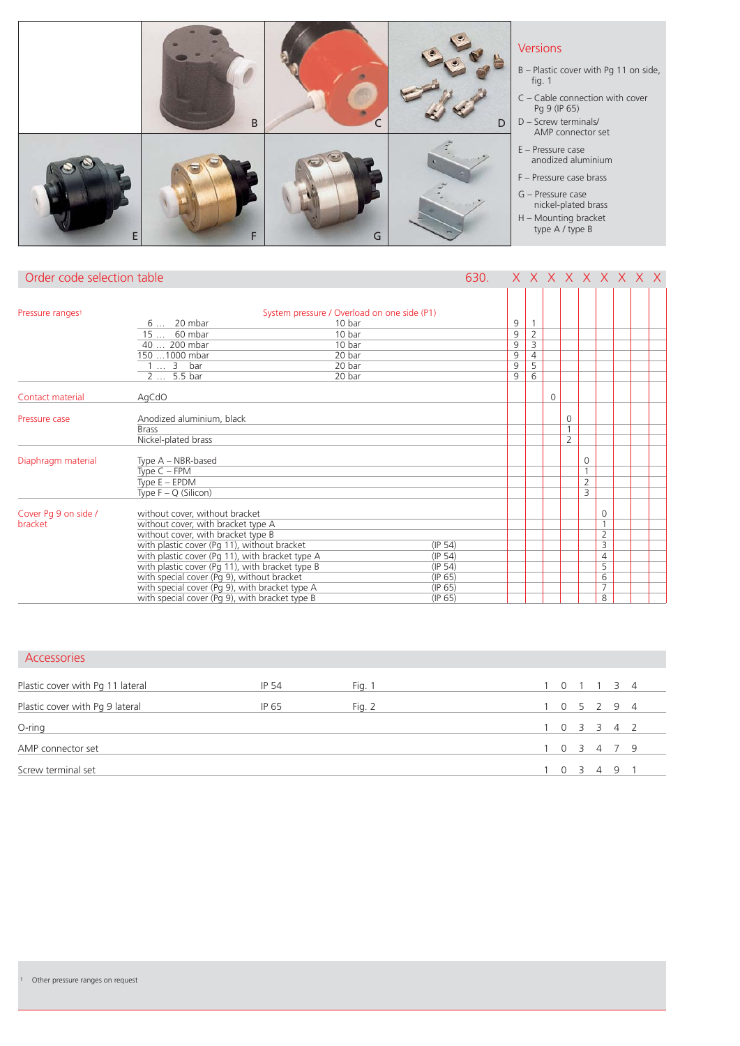## Versions

B – Plastic cover with Pg 11 on side, fig. 1

C – Cable connection with cover Pg 9 (IP 65)

D – Screw terminals/ AMP connector set

E – Pressure case anodized aluminium

F – Pressure case brass

G – Pressure case nickel-plated brass

H – Mounting bracket type A / type B

## Order code selection table

630. X X X X X X X X X

| | | System pressure / Overload on one side (P1) | | X | X | X | X | X | X | X | X | X |
|---|---|---|---|---|---|---|---|---|---|---|---|---|
| Pressure ranges[1] | 6 … 20 mbar | 10 bar | | 9 | 1 | | | | | | | |
| | 15 … 60 mbar | 10 bar | | 9 | 2 | | | | | | | |
| | 40 … 200 mbar | 10 bar | | 9 | 3 | | | | | | | |
| | 150 …1000 mbar | 20 bar | | 9 | 4 | | | | | | | |
| | 1 … 3 bar | 20 bar | | 9 | 5 | | | | | | | |
| | 2 … 5.5 bar | 20 bar | | 9 | 6 | | | | | | | |
| Contact material | AgCdO | | | | | 0 | | | | | | |
| Pressure case | Anodized aluminium, black | | | | | | 0 | | | | | |
| | Brass | | | | | | 1 | | | | | |
| | Nickel-plated brass | | | | | | 2 | | | | | |
| Diaphragm material | Type A – NBR-based | | | | | | | 0 | | | | |
| | Type C – FPM | | | | | | | 1 | | | | |
| | Type E – EPDM | | | | | | | 2 | | | | |
| | Type F – Q (Silicon) | | | | | | | 3 | | | | |
| Cover Pg 9 on side / bracket | without cover, without bracket | | | | | | | | 0 | | | |
| | without cover, with bracket type A | | | | | | | | 1 | | | |
| | without cover, with bracket type B | | | | | | | | 2 | | | |
| | with plastic cover (Pg 11), without bracket | | (IP 54) | | | | | | 3 | | | |
| | with plastic cover (Pg 11), with bracket type A | | (IP 54) | | | | | | 4 | | | |
| | with plastic cover (Pg 11), with bracket type B | | (IP 54) | | | | | | 5 | | | |
| | with special cover (Pg 9), without bracket | | (IP 65) | | | | | | 6 | | | |
| | with special cover (Pg 9), with bracket type A | | (IP 65) | | | | | | 7 | | | |
| | with special cover (Pg 9), with bracket type B | | (IP 65) | | | | | | 8 | | | |

## Accessories

| | | | |
|---|---|---|---|
| Plastic cover with Pg 11 lateral | IP 54 | Fig. 1 | 1 0 1 1 3 4 |
| Plastic cover with Pg 9 lateral | IP 65 | Fig. 2 | 1 0 5 2 9 4 |
| O-ring | | | 1 0 3 3 4 2 |
| AMP connector set | | | 1 0 3 4 7 9 |
| Screw terminal set | | | 1 0 3 4 9 1 |

[1] Other pressure ranges on request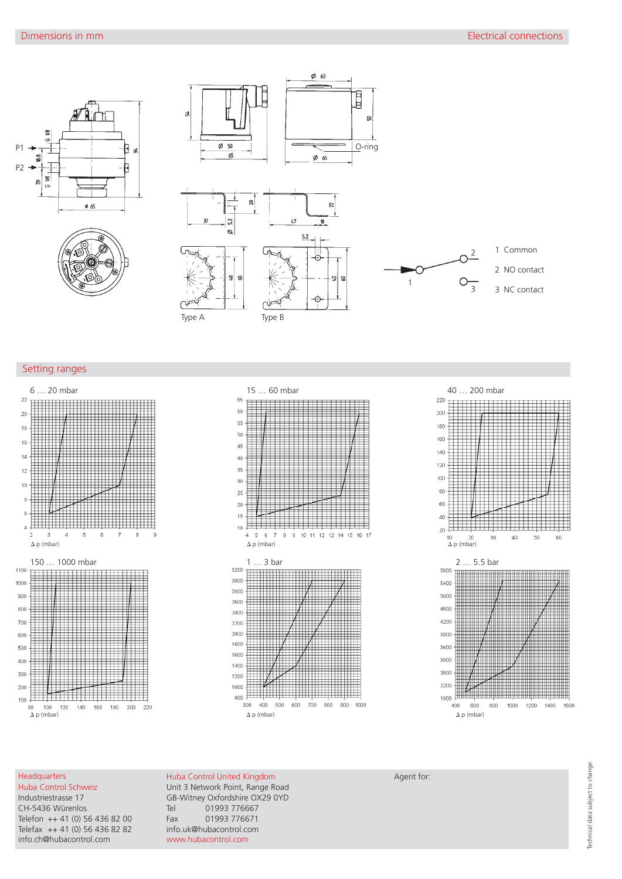## Dimensions in mm

## Electrical connections

P1

P2

G 1/8

18.8

29

G 1/8

94

ϕ 65

54

Ø 50

65

Ø 63

50

O-ring

Ø 65

37

Ø 5.2

20

47

10

22

5.2

40

60

40

60

Type A

Type B

1

2

3

1 Common

2 NO contact

3 NC contact

## Setting ranges

6 … 20 mbar

22, 20, 18, 16, 14, 12, 10, 8, 6, 4

2, 3, 4, 5, 6, 7, 8, 9

Δ p (mbar)

15 … 60 mbar

65, 60, 55, 50, 45, 40, 35, 30, 25, 20, 15, 10

4, 5, 6, 7, 8, 9, 10, 11, 12, 13, 14, 15, 16, 17

Δ p (mbar)

40 … 200 mbar

220, 200, 180, 160, 140, 120, 100, 80, 60, 40, 20

10, 20, 30, 40, 50, 60

Δ p (mbar)

150 … 1000 mbar

1100, 1000, 900, 800, 700, 600, 500, 400, 300, 200, 100

80, 100, 120, 140, 160, 180, 200, 220

Δ p (mbar)

1 … 3 bar

3200, 3000, 2800, 2600, 2400, 2200, 2000, 1800, 1600, 1400, 1200, 1000, 800

300, 400, 500, 600, 700, 800, 900, 1000

Δ p (mbar)

2 … 5.5 bar

5800, 5400, 5000, 4600, 4200, 3800, 3400, 3000, 2600, 2200, 1800

400, 600, 800, 1000, 1200, 1400, 1600

Δ p (mbar)

Headquarters
Huba Control Schweiz
Industriestrasse 17
CH-5436 Würenlos
Telefon ++ 41 (0) 56 436 82 00
Telefax ++ 41 (0) 56 436 82 82
info.ch@hubacontrol.com

Huba Control United Kingdom
Unit 3 Network Point, Range Road
GB-Witney Oxfordshire OX29 0YD
Tel 01993 776667
Fax 01993 776671
info.uk@hubacontrol.com
www.hubacontrol.com

Agent for:

Technical data subject to change.